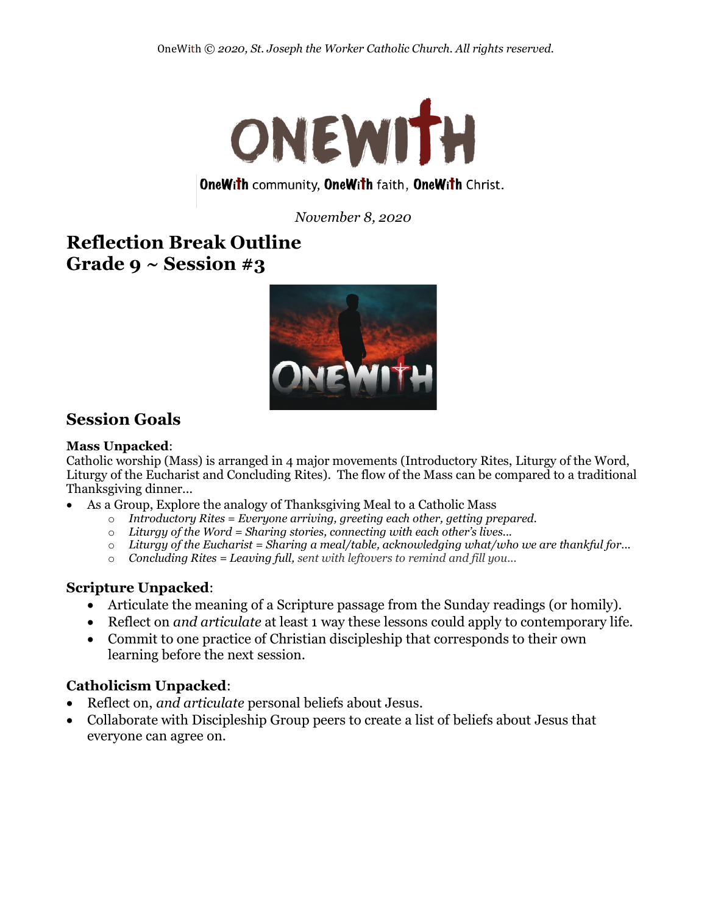OneWith © *2020, St. Joseph the Worker Catholic Church. All rights reserved.*

# ONEWITH

**OneWith** community, **OneWith** faith, **OneWith** Christ.

*November 8, 2020*

# Reflection Break Outline
# Grade 9 ~ Session #3

## Session Goals

**Mass Unpacked**:
Catholic worship (Mass) is arranged in 4 major movements (Introductory Rites, Liturgy of the Word, Liturgy of the Eucharist and Concluding Rites). The flow of the Mass can be compared to a traditional Thanksgiving dinner…

- As a Group, Explore the analogy of Thanksgiving Meal to a Catholic Mass
    - *Introductory Rites = Everyone arriving, greeting each other, getting prepared.*
    - *Liturgy of the Word = Sharing stories, connecting with each other's lives…*
    - *Liturgy of the Eucharist = Sharing a meal/table, acknowledging what/who we are thankful for…*
    - *Concluding Rites = Leaving full, sent with leftovers to remind and fill you…*

### Scripture Unpacked:
- Articulate the meaning of a Scripture passage from the Sunday readings (or homily).
- Reflect on *and articulate* at least 1 way these lessons could apply to contemporary life.
- Commit to one practice of Christian discipleship that corresponds to their own learning before the next session.

### Catholicism Unpacked:
- Reflect on, *and articulate* personal beliefs about Jesus.
- Collaborate with Discipleship Group peers to create a list of beliefs about Jesus that everyone can agree on.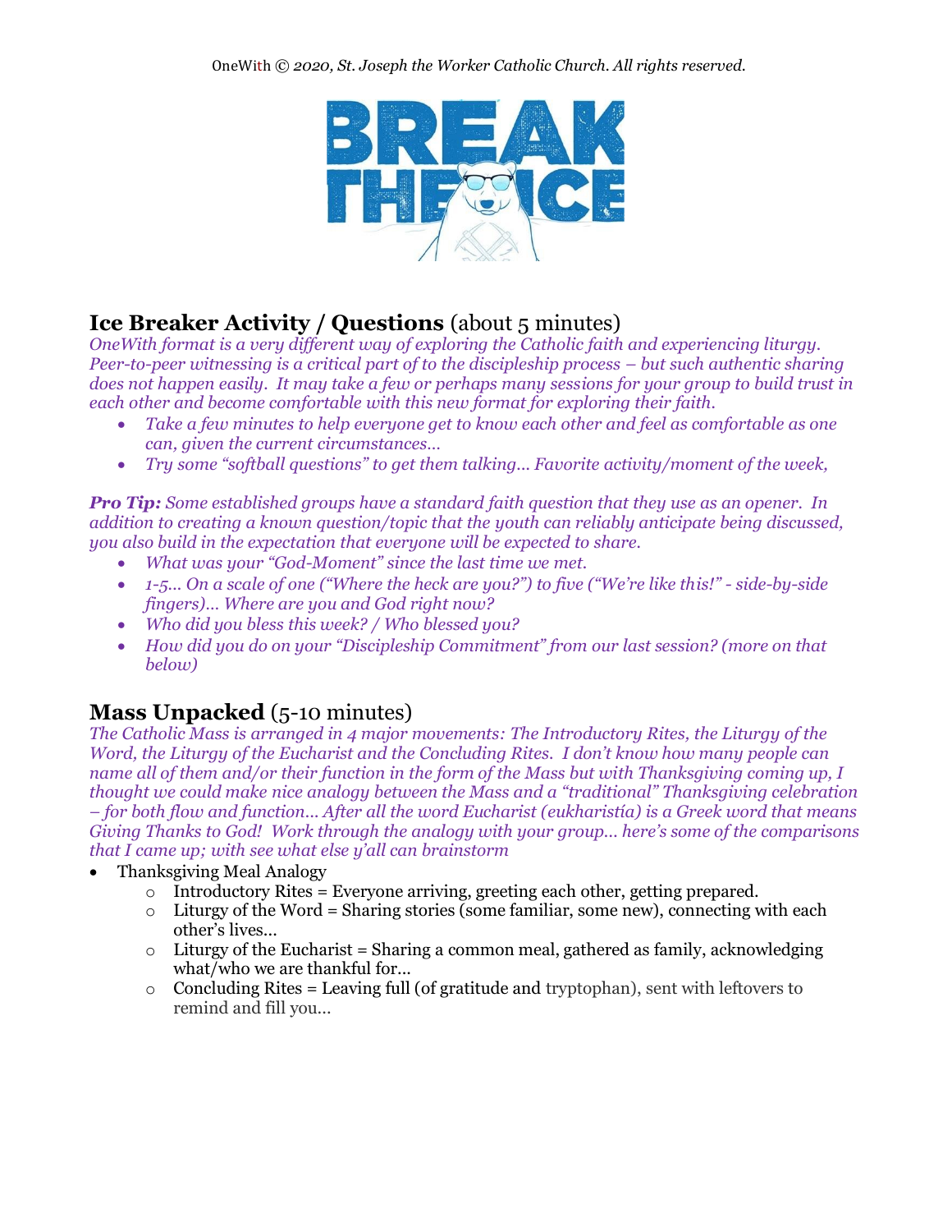OneWith © *2020, St. Joseph the Worker Catholic Church. All rights reserved.*

## Ice Breaker Activity / Questions (about 5 minutes)

*OneWith format is a very different way of exploring the Catholic faith and experiencing liturgy. Peer-to-peer witnessing is a critical part of to the discipleship process – but such authentic sharing does not happen easily. It may take a few or perhaps many sessions for your group to build trust in each other and become comfortable with this new format for exploring their faith.*

- *Take a few minutes to help everyone get to know each other and feel as comfortable as one can, given the current circumstances…*
- *Try some "softball questions" to get them talking… Favorite activity/moment of the week,*

***Pro Tip:*** *Some established groups have a standard faith question that they use as an opener. In addition to creating a known question/topic that the youth can reliably anticipate being discussed, you also build in the expectation that everyone will be expected to share.*

- *What was your "God-Moment" since the last time we met.*
- *1-5… On a scale of one ("Where the heck are you?") to five ("We're like this!" - side-by-side fingers)… Where are you and God right now?*
- *Who did you bless this week? / Who blessed you?*
- *How did you do on your "Discipleship Commitment" from our last session? (more on that below)*

## Mass Unpacked (5-10 minutes)

*The Catholic Mass is arranged in 4 major movements: The Introductory Rites, the Liturgy of the Word, the Liturgy of the Eucharist and the Concluding Rites. I don't know how many people can name all of them and/or their function in the form of the Mass but with Thanksgiving coming up, I thought we could make nice analogy between the Mass and a "traditional" Thanksgiving celebration – for both flow and function… After all the word Eucharist (eukharistía) is a Greek word that means Giving Thanks to God! Work through the analogy with your group… here's some of the comparisons that I came up; with see what else y'all can brainstorm*

- Thanksgiving Meal Analogy
  - Introductory Rites = Everyone arriving, greeting each other, getting prepared.
  - Liturgy of the Word = Sharing stories (some familiar, some new), connecting with each other's lives…
  - Liturgy of the Eucharist = Sharing a common meal, gathered as family, acknowledging what/who we are thankful for…
  - Concluding Rites = Leaving full (of gratitude and tryptophan), sent with leftovers to remind and fill you…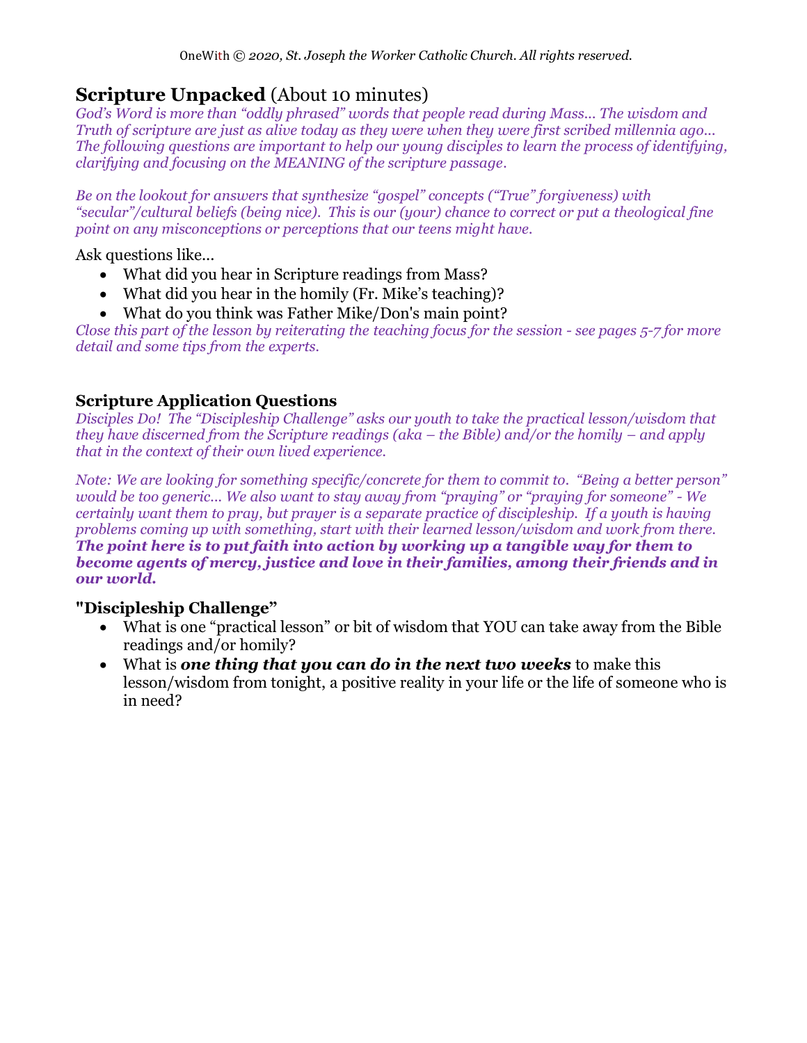## Scripture Unpacked (About 10 minutes)

*God's Word is more than "oddly phrased" words that people read during Mass... The wisdom and Truth of scripture are just as alive today as they were when they were first scribed millennia ago... The following questions are important to help our young disciples to learn the process of identifying, clarifying and focusing on the MEANING of the scripture passage.*

*Be on the lookout for answers that synthesize "gospel" concepts ("True" forgiveness) with "secular"/cultural beliefs (being nice). This is our (your) chance to correct or put a theological fine point on any misconceptions or perceptions that our teens might have.*

Ask questions like...

- What did you hear in Scripture readings from Mass?
- What did you hear in the homily (Fr. Mike's teaching)?
- What do you think was Father Mike/Don's main point?

*Close this part of the lesson by reiterating the teaching focus for the session - see pages 5-7 for more detail and some tips from the experts.*

### Scripture Application Questions

*Disciples Do! The "Discipleship Challenge" asks our youth to take the practical lesson/wisdom that they have discerned from the Scripture readings (aka – the Bible) and/or the homily – and apply that in the context of their own lived experience.*

*Note: We are looking for something specific/concrete for them to commit to. "Being a better person" would be too generic... We also want to stay away from "praying" or "praying for someone" - We certainly want them to pray, but prayer is a separate practice of discipleship. If a youth is having problems coming up with something, start with their learned lesson/wisdom and work from there.* ***The point here is to put faith into action by working up a tangible way for them to become agents of mercy, justice and love in their families, among their friends and in our world.***

### "Discipleship Challenge"

- What is one "practical lesson" or bit of wisdom that YOU can take away from the Bible readings and/or homily?
- What is ***one thing that you can do in the next two weeks*** to make this lesson/wisdom from tonight, a positive reality in your life or the life of someone who is in need?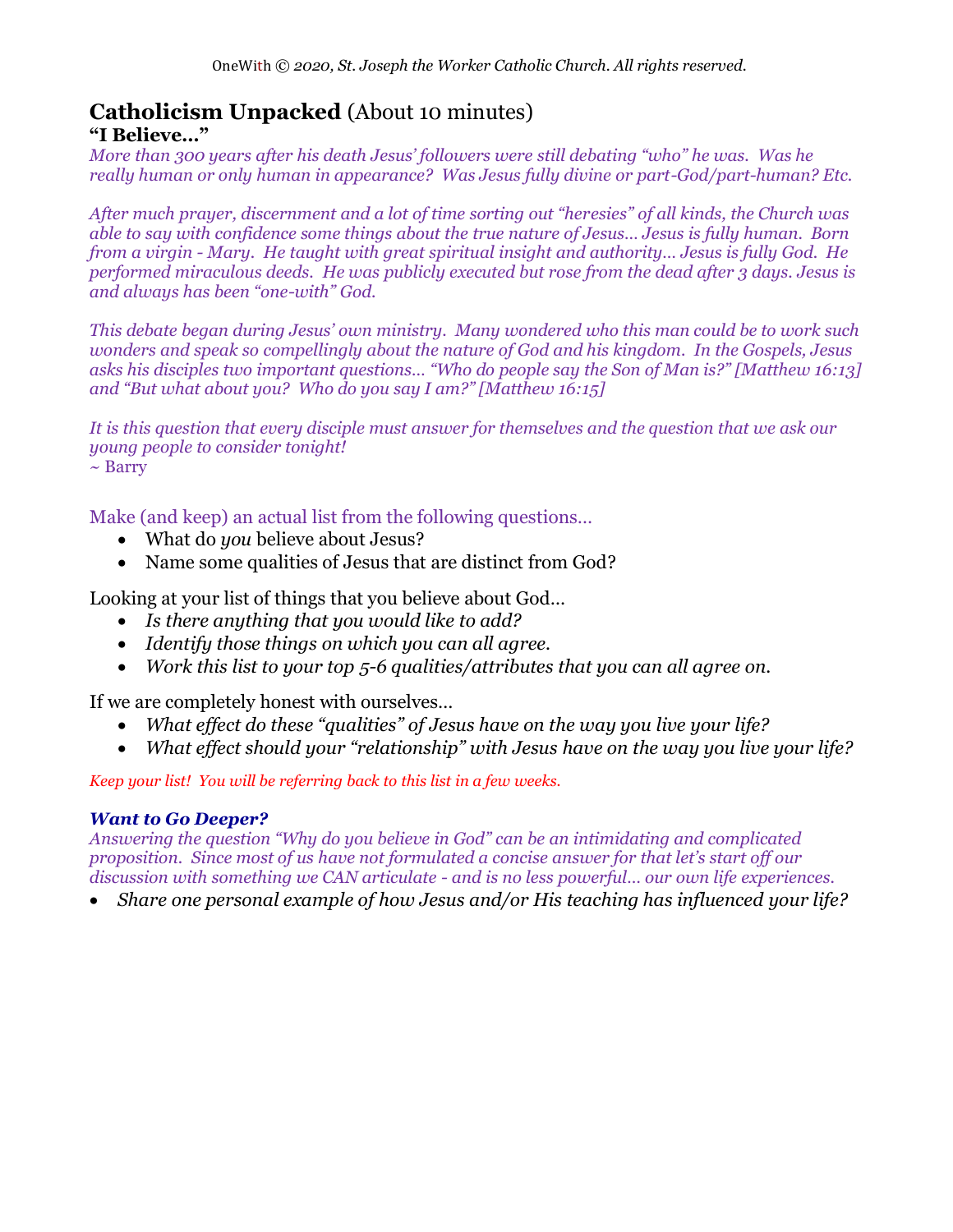# Catholicism Unpacked (About 10 minutes)

**"I Believe…"**

*More than 300 years after his death Jesus' followers were still debating "who" he was. Was he really human or only human in appearance? Was Jesus fully divine or part-God/part-human? Etc.*

*After much prayer, discernment and a lot of time sorting out "heresies" of all kinds, the Church was able to say with confidence some things about the true nature of Jesus… Jesus is fully human. Born from a virgin - Mary. He taught with great spiritual insight and authority… Jesus is fully God. He performed miraculous deeds. He was publicly executed but rose from the dead after 3 days. Jesus is and always has been "one-with" God.*

*This debate began during Jesus' own ministry. Many wondered who this man could be to work such wonders and speak so compellingly about the nature of God and his kingdom. In the Gospels, Jesus asks his disciples two important questions… "Who do people say the Son of Man is?" [Matthew 16:13] and "But what about you? Who do you say I am?" [Matthew 16:15]*

*It is this question that every disciple must answer for themselves and the question that we ask our young people to consider tonight!*
~ Barry

Make (and keep) an actual list from the following questions…

- What do *you* believe about Jesus?
- Name some qualities of Jesus that are distinct from God?

Looking at your list of things that you believe about God…

- *Is there anything that you would like to add?*
- *Identify those things on which you can all agree.*
- *Work this list to your top 5-6 qualities/attributes that you can all agree on.*

If we are completely honest with ourselves…

- *What effect do these "qualities" of Jesus have on the way you live your life?*
- *What effect should your "relationship" with Jesus have on the way you live your life?*

*Keep your list! You will be referring back to this list in a few weeks.*

***Want to Go Deeper?***

*Answering the question "Why do you believe in God" can be an intimidating and complicated proposition. Since most of us have not formulated a concise answer for that let's start off our discussion with something we CAN articulate - and is no less powerful… our own life experiences.*

- *Share one personal example of how Jesus and/or His teaching has influenced your life?*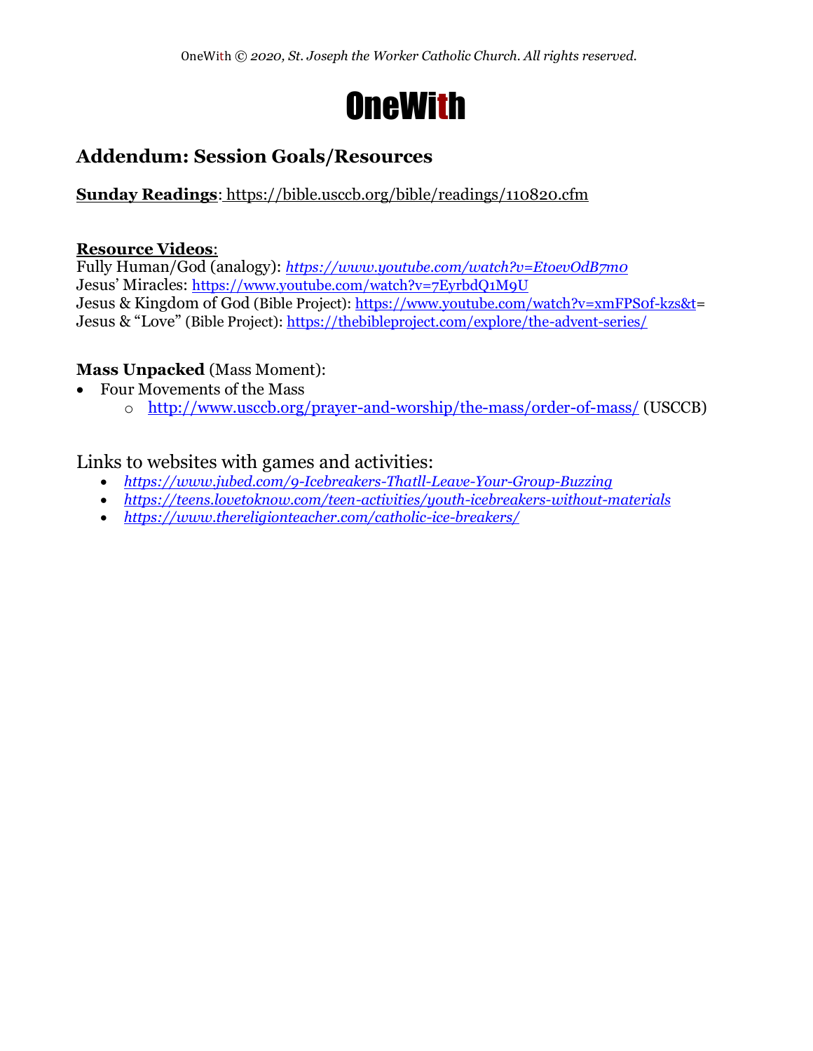# OneWith

## Addendum: Session Goals/Resources

**Sunday Readings**: https://bible.usccb.org/bible/readings/110820.cfm

**Resource Videos**:
Fully Human/God (analogy): *https://www.youtube.com/watch?v=EtoevOdB7m0*
Jesus' Miracles: https://www.youtube.com/watch?v=7EyrbdQ1M9U
Jesus & Kingdom of God (Bible Project): https://www.youtube.com/watch?v=xmFPS0f-kzs&t=
Jesus & "Love" (Bible Project): https://thebibleproject.com/explore/the-advent-series/

**Mass Unpacked** (Mass Moment):

- Four Movements of the Mass
  - http://www.usccb.org/prayer-and-worship/the-mass/order-of-mass/ (USCCB)

Links to websites with games and activities:

- *https://www.jubed.com/9-Icebreakers-Thatll-Leave-Your-Group-Buzzing*
- *https://teens.lovetoknow.com/teen-activities/youth-icebreakers-without-materials*
- *https://www.thereligionteacher.com/catholic-ice-breakers/*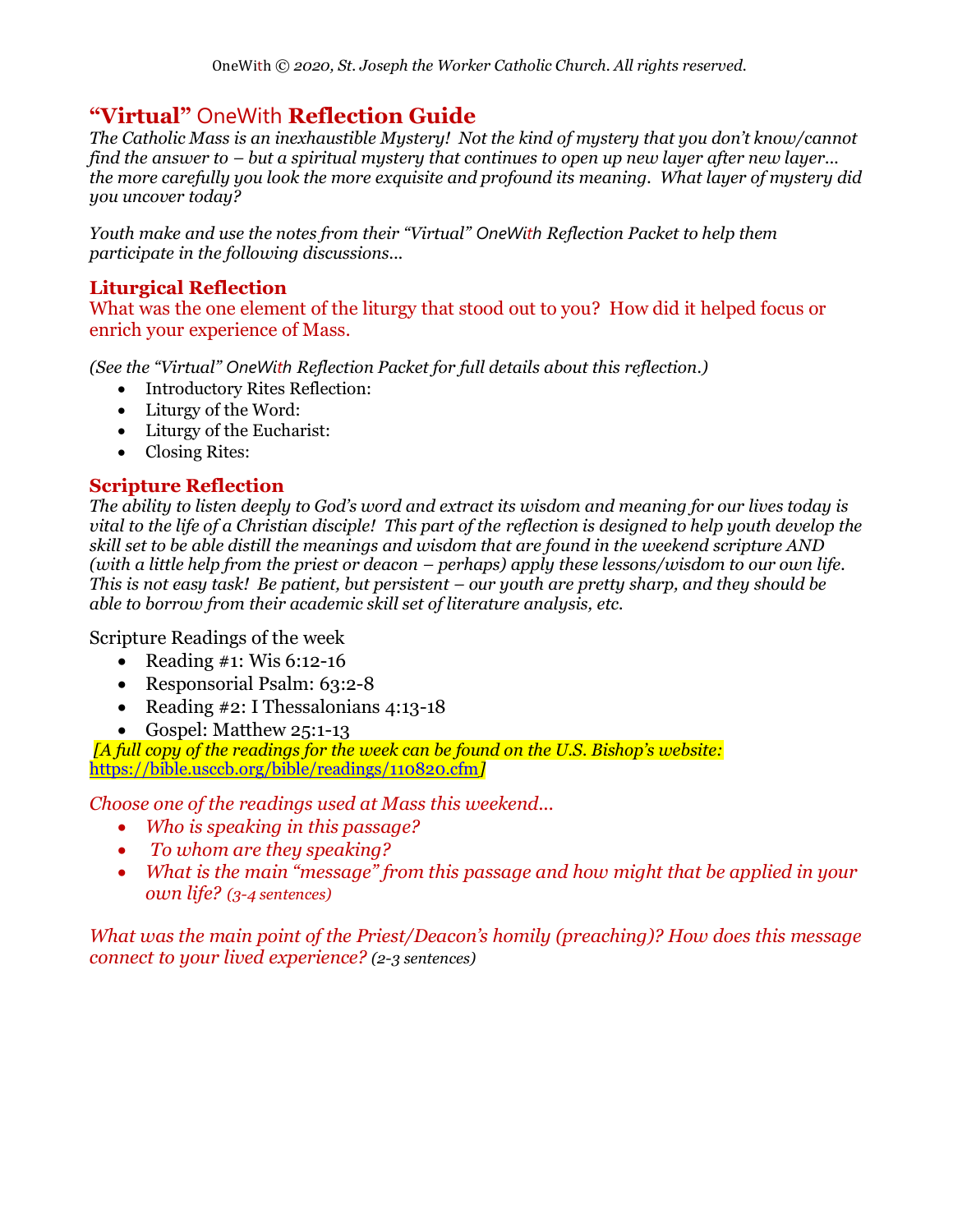OneWith © *2020, St. Joseph the Worker Catholic Church. All rights reserved.*

## **"Virtual"** OneWith **Reflection Guide**

*The Catholic Mass is an inexhaustible Mystery! Not the kind of mystery that you don't know/cannot find the answer to – but a spiritual mystery that continues to open up new layer after new layer... the more carefully you look the more exquisite and profound its meaning. What layer of mystery did you uncover today?*

*Youth make and use the notes from their "Virtual" OneWith Reflection Packet to help them participate in the following discussions...*

### **Liturgical Reflection**

What was the one element of the liturgy that stood out to you? How did it helped focus or enrich your experience of Mass.

*(See the "Virtual" OneWith Reflection Packet for full details about this reflection.)*

- Introductory Rites Reflection:
- Liturgy of the Word:
- Liturgy of the Eucharist:
- Closing Rites:

### **Scripture Reflection**

*The ability to listen deeply to God's word and extract its wisdom and meaning for our lives today is vital to the life of a Christian disciple! This part of the reflection is designed to help youth develop the skill set to be able distill the meanings and wisdom that are found in the weekend scripture AND (with a little help from the priest or deacon – perhaps) apply these lessons/wisdom to our own life. This is not easy task! Be patient, but persistent – our youth are pretty sharp, and they should be able to borrow from their academic skill set of literature analysis, etc.*

Scripture Readings of the week

- Reading #1: Wis 6:12-16
- Responsorial Psalm: 63:2-8
- Reading #2: I Thessalonians 4:13-18
- Gospel: Matthew 25:1-13

*[A full copy of the readings for the week can be found on the U.S. Bishop's website:* https://bible.usccb.org/bible/readings/110820.cfm*]*

*Choose one of the readings used at Mass this weekend...*

- *Who is speaking in this passage?*
- *To whom are they speaking?*
- *What is the main "message" from this passage and how might that be applied in your own life? (3-4 sentences)*

*What was the main point of the Priest/Deacon's homily (preaching)? How does this message connect to your lived experience? (2-3 sentences)*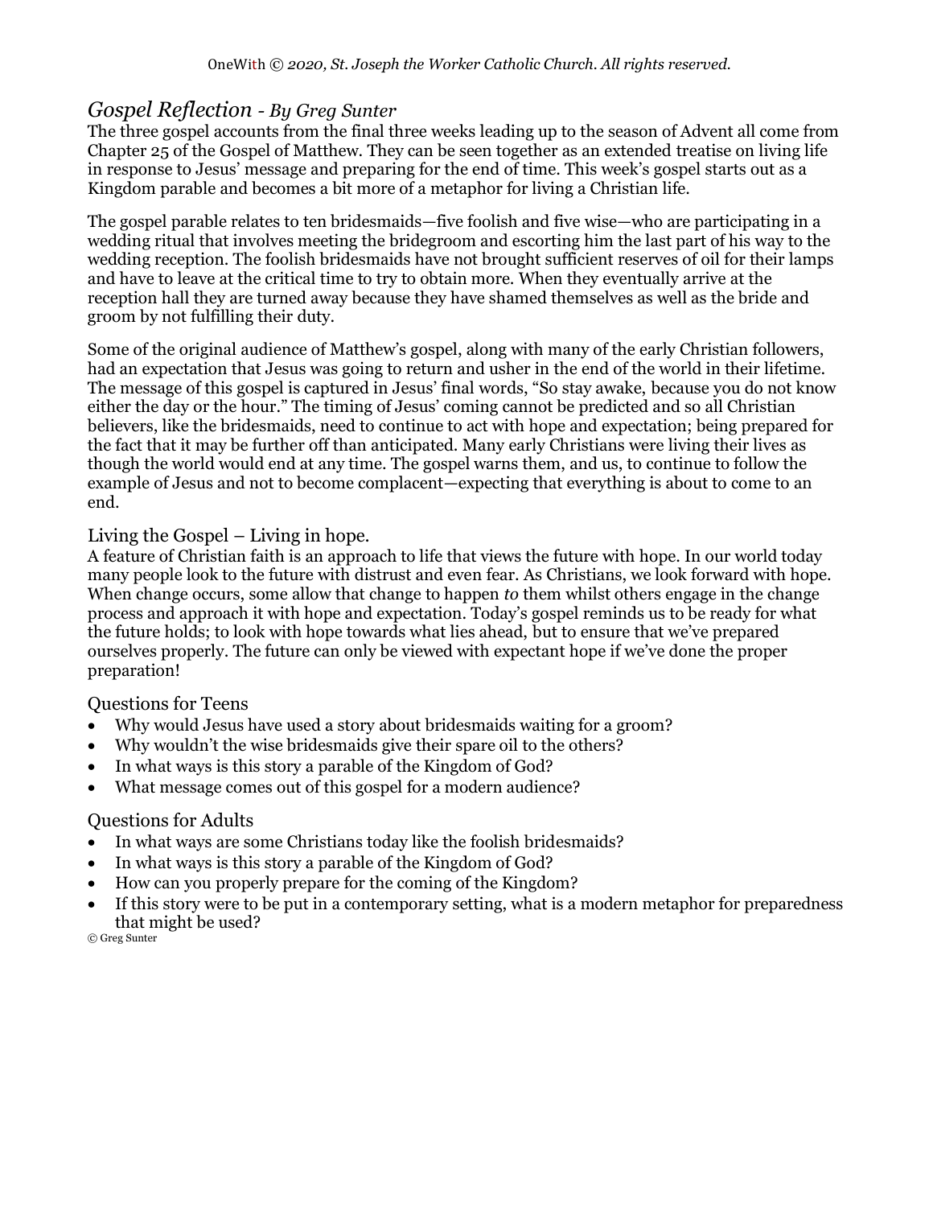*Gospel Reflection - By Greg Sunter*

The three gospel accounts from the final three weeks leading up to the season of Advent all come from Chapter 25 of the Gospel of Matthew. They can be seen together as an extended treatise on living life in response to Jesus' message and preparing for the end of time. This week's gospel starts out as a Kingdom parable and becomes a bit more of a metaphor for living a Christian life.

The gospel parable relates to ten bridesmaids—five foolish and five wise—who are participating in a wedding ritual that involves meeting the bridegroom and escorting him the last part of his way to the wedding reception. The foolish bridesmaids have not brought sufficient reserves of oil for their lamps and have to leave at the critical time to try to obtain more. When they eventually arrive at the reception hall they are turned away because they have shamed themselves as well as the bride and groom by not fulfilling their duty.

Some of the original audience of Matthew's gospel, along with many of the early Christian followers, had an expectation that Jesus was going to return and usher in the end of the world in their lifetime. The message of this gospel is captured in Jesus' final words, "So stay awake, because you do not know either the day or the hour." The timing of Jesus' coming cannot be predicted and so all Christian believers, like the bridesmaids, need to continue to act with hope and expectation; being prepared for the fact that it may be further off than anticipated. Many early Christians were living their lives as though the world would end at any time. The gospel warns them, and us, to continue to follow the example of Jesus and not to become complacent—expecting that everything is about to come to an end.

## Living the Gospel – Living in hope.

A feature of Christian faith is an approach to life that views the future with hope. In our world today many people look to the future with distrust and even fear. As Christians, we look forward with hope. When change occurs, some allow that change to happen *to* them whilst others engage in the change process and approach it with hope and expectation. Today's gospel reminds us to be ready for what the future holds; to look with hope towards what lies ahead, but to ensure that we've prepared ourselves properly. The future can only be viewed with expectant hope if we've done the proper preparation!

## Questions for Teens

- Why would Jesus have used a story about bridesmaids waiting for a groom?
- Why wouldn't the wise bridesmaids give their spare oil to the others?
- In what ways is this story a parable of the Kingdom of God?
- What message comes out of this gospel for a modern audience?

## Questions for Adults

- In what ways are some Christians today like the foolish bridesmaids?
- In what ways is this story a parable of the Kingdom of God?
- How can you properly prepare for the coming of the Kingdom?
- If this story were to be put in a contemporary setting, what is a modern metaphor for preparedness that might be used?

© Greg Sunter